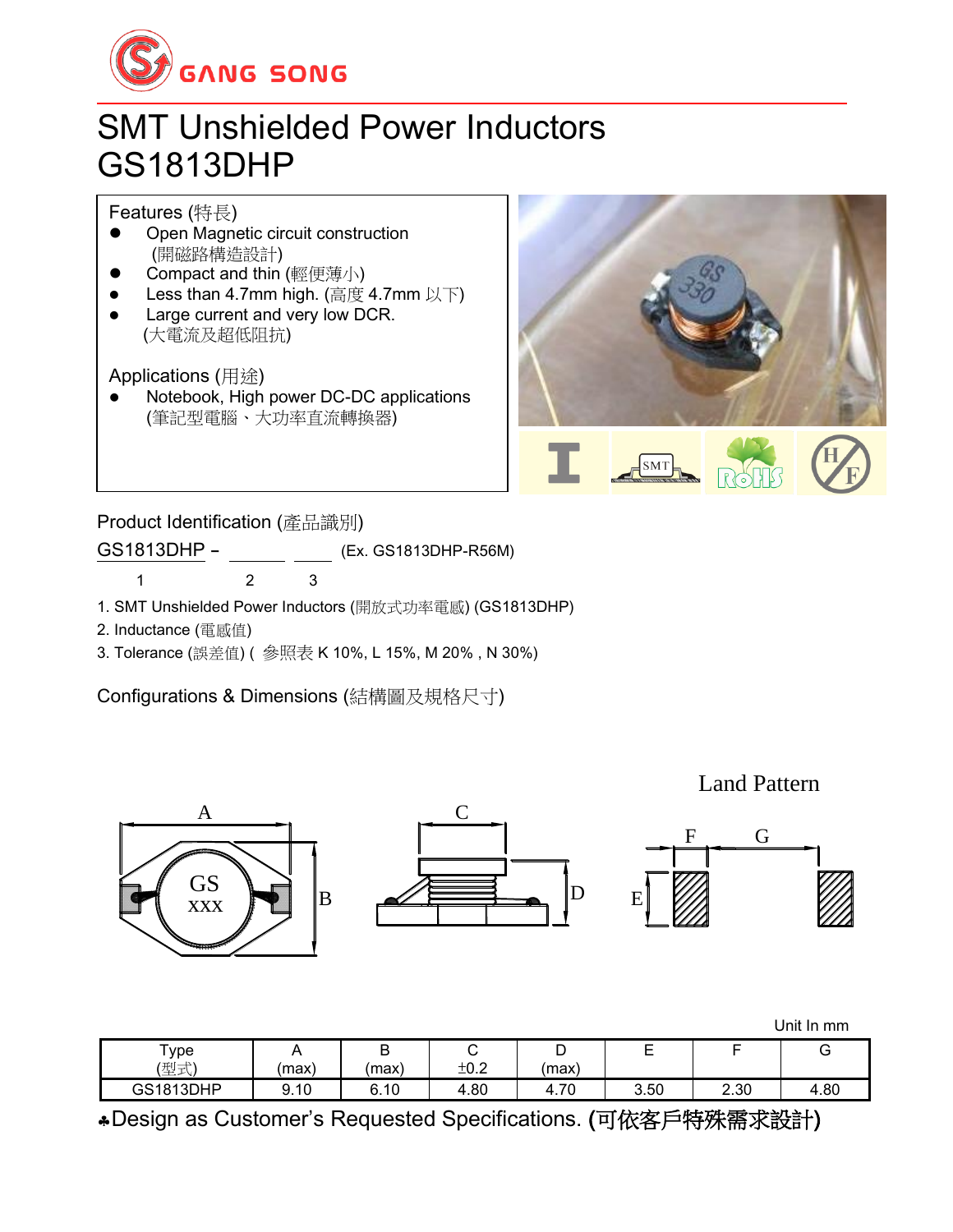# SMT Unshielded Power Inductors
# GS1813DHP

**Features (特長)**

- Open Magnetic circuit construction (開磁路構造設計)
- Compact and thin (輕便薄小)
- Less than 4.7mm high. (高度 4.7mm 以下)
- Large current and very low DCR. (大電流及超低阻抗)

**Applications (用途)**

- Notebook, High power DC-DC applications (筆記型電腦、大功率直流轉換器)

## Product Identification (產品識別)

GS1813DHP – ______ ____ (Ex. GS1813DHP-R56M)

1 2 3

1. SMT Unshielded Power Inductors (開放式功率電感) (GS1813DHP)
2. Inductance (電感值)
3. Tolerance (誤差值) ( 參照表 K 10%, L 15%, M 20% , N 30%)

## Configurations & Dimensions (結構圖及規格尺寸)

Land Pattern

Unit In mm

| Type (型式) | A (max) | B (max) | C ±0.2 | D (max) | E | F | G |
|---|---|---|---|---|---|---|---|
| GS1813DHP | 9.10 | 6.10 | 4.80 | 4.70 | 3.50 | 2.30 | 4.80 |

♣Design as Customer's Requested Specifications. (可依客戶特殊需求設計)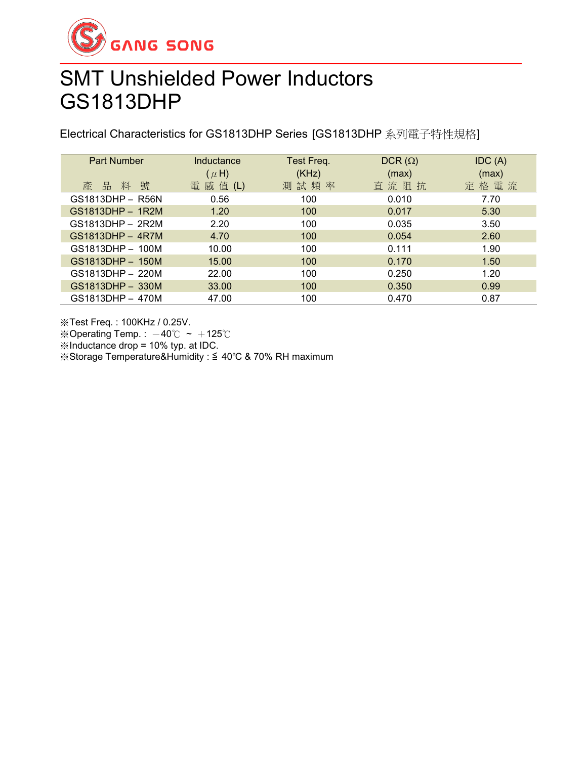GANG SONG

# SMT Unshielded Power Inductors
# GS1813DHP

Electrical Characteristics for GS1813DHP Series [GS1813DHP 系列電子特性規格]

| Part Number<br>產 品 料 號 | Inductance<br>( μ H)<br>電 感 值 (L) | Test Freq.<br>(KHz)<br>測 試 頻 率 | DCR (Ω)<br>(max)<br>直 流 阻 抗 | IDC (A)<br>(max)<br>定 格 電 流 |
|---|---|---|---|---|
| GS1813DHP－ R56N | 0.56 | 100 | 0.010 | 7.70 |
| GS1813DHP－ 1R2M | 1.20 | 100 | 0.017 | 5.30 |
| GS1813DHP－ 2R2M | 2.20 | 100 | 0.035 | 3.50 |
| GS1813DHP－ 4R7M | 4.70 | 100 | 0.054 | 2.60 |
| GS1813DHP－ 100M | 10.00 | 100 | 0.111 | 1.90 |
| GS1813DHP－ 150M | 15.00 | 100 | 0.170 | 1.50 |
| GS1813DHP－ 220M | 22.00 | 100 | 0.250 | 1.20 |
| GS1813DHP－ 330M | 33.00 | 100 | 0.350 | 0.99 |
| GS1813DHP－ 470M | 47.00 | 100 | 0.470 | 0.87 |

※Test Freq. : 100KHz / 0.25V.
※Operating Temp. : －40℃ ~ ＋125℃
※Inductance drop = 10% typ. at IDC.
※Storage Temperature&Humidity : ≦ 40℃ & 70% RH maximum